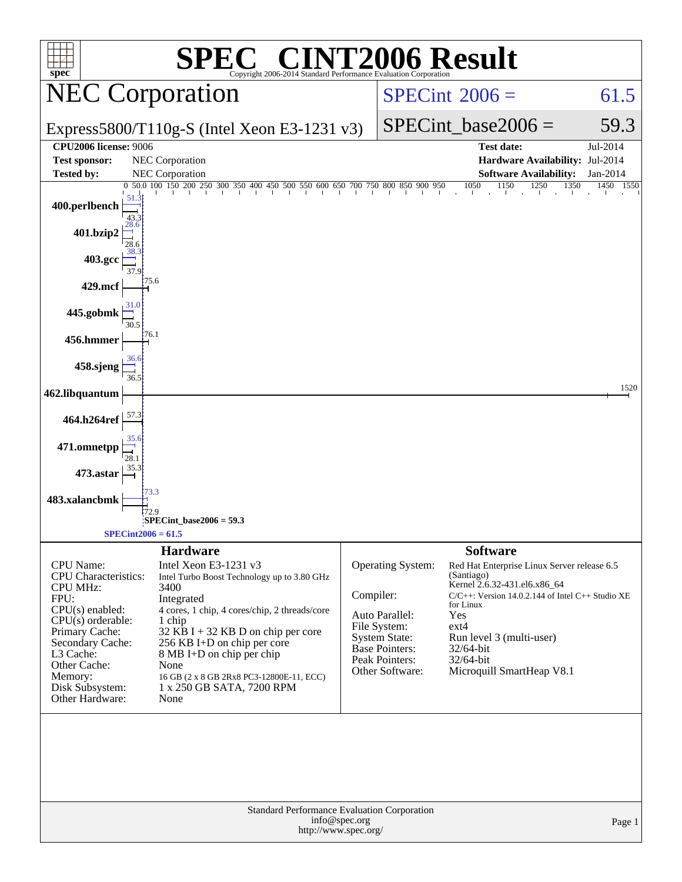# SPEC CINT2006 Result

Copyright 2006-2014 Standard Performance Evaluation Corporation

## NEC Corporation

**Express5800/T110g-S (Intel Xeon E3-1231 v3)**

SPECint 2006 = 61.5

SPECint_base2006 = 59.3

| | | | |
|---|---|---|---|
| **CPU2006 license:** 9006 | | **Test date:** | Jul-2014 |
| **Test sponsor:** | NEC Corporation | **Hardware Availability:** | Jul-2014 |
| **Tested by:** | NEC Corporation | **Software Availability:** | Jan-2014 |

| Benchmark | Peak | Base |
|---|---|---|
| 400.perlbench | 51.3 | 43.3 |
| 401.bzip2 | 28.6 | 28.6 |
| 403.gcc | 38.3 | 37.9 |
| 429.mcf | 75.6 | 75.6 |
| 445.gobmk | 31.0 | 30.5 |
| 456.hmmer | 76.1 | 76.1 |
| 458.sjeng | 36.6 | 36.5 |
| 462.libquantum | 1520 | 1520 |
| 464.h264ref | 57.3 | 57.3 |
| 471.omnetpp | 35.6 | 28.1 |
| 473.astar | 35.3 | 35.3 |
| 483.xalancbmk | 73.3 | 72.9 |

SPECint_base2006 = 59.3

SPECint2006 = 61.5

## Hardware

| | |
|---|---|
| CPU Name: | Intel Xeon E3-1231 v3 |
| CPU Characteristics: | Intel Turbo Boost Technology up to 3.80 GHz |
| CPU MHz: | 3400 |
| FPU: | Integrated |
| CPU(s) enabled: | 4 cores, 1 chip, 4 cores/chip, 2 threads/core |
| CPU(s) orderable: | 1 chip |
| Primary Cache: | 32 KB I + 32 KB D on chip per core |
| Secondary Cache: | 256 KB I+D on chip per core |
| L3 Cache: | 8 MB I+D on chip per chip |
| Other Cache: | None |
| Memory: | 16 GB (2 x 8 GB 2Rx8 PC3-12800E-11, ECC) |
| Disk Subsystem: | 1 x 250 GB SATA, 7200 RPM |
| Other Hardware: | None |

## Software

| | |
|---|---|
| Operating System: | Red Hat Enterprise Linux Server release 6.5 (Santiago) Kernel 2.6.32-431.el6.x86_64 |
| Compiler: | C/C++: Version 14.0.2.144 of Intel C++ Studio XE for Linux |
| Auto Parallel: | Yes |
| File System: | ext4 |
| System State: | Run level 3 (multi-user) |
| Base Pointers: | 32/64-bit |
| Peak Pointers: | 32/64-bit |
| Other Software: | Microquill SmartHeap V8.1 |

Standard Performance Evaluation Corporation
info@spec.org
http://www.spec.org/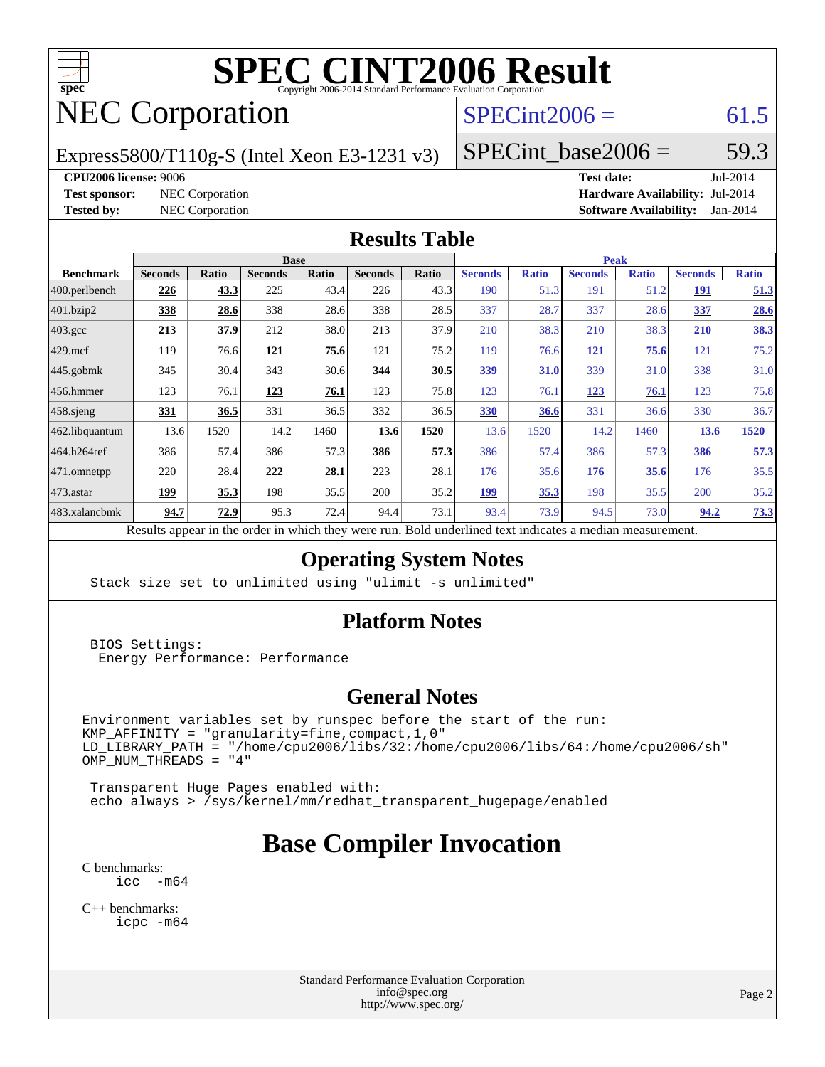# SPEC CINT2006 Result

Copyright 2006-2014 Standard Performance Evaluation Corporation

## NEC Corporation

Express5800/T110g-S (Intel Xeon E3-1231 v3)

SPECint2006 = 61.5

SPECint_base2006 = 59.3

**CPU2006 license:** 9006
**Test sponsor:** NEC Corporation
**Tested by:** NEC Corporation

**Test date:** Jul-2014
**Hardware Availability:** Jul-2014
**Software Availability:** Jan-2014

## Results Table

| | Base | | | | | | Peak | | | | | |
|---|---|---|---|---|---|---|---|---|---|---|---|---|
| **Benchmark** | **Seconds** | **Ratio** | **Seconds** | **Ratio** | **Seconds** | **Ratio** | **Seconds** | **Ratio** | **Seconds** | **Ratio** | **Seconds** | **Ratio** |
| 400.perlbench | **226** | **43.3** | 225 | 43.4 | 226 | 43.3 | 190 | 51.3 | 191 | 51.2 | **191** | **51.3** |
| 401.bzip2 | **338** | **28.6** | 338 | 28.6 | 338 | 28.5 | 337 | 28.7 | 337 | 28.6 | **337** | **28.6** |
| 403.gcc | **213** | **37.9** | 212 | 38.0 | 213 | 37.9 | 210 | 38.3 | 210 | 38.3 | **210** | **38.3** |
| 429.mcf | 119 | 76.6 | **121** | **75.6** | 121 | 75.2 | 119 | 76.6 | **121** | **75.6** | 121 | 75.2 |
| 445.gobmk | 345 | 30.4 | 343 | 30.6 | **344** | **30.5** | **339** | **31.0** | 339 | 31.0 | 338 | 31.0 |
| 456.hmmer | 123 | 76.1 | **123** | **76.1** | 123 | 75.8 | 123 | 76.1 | **123** | **76.1** | 123 | 75.8 |
| 458.sjeng | **331** | **36.5** | 331 | 36.5 | 332 | 36.5 | **330** | **36.6** | 331 | 36.6 | 330 | 36.7 |
| 462.libquantum | 13.6 | 1520 | 14.2 | 1460 | **13.6** | **1520** | 13.6 | 1520 | 14.2 | 1460 | **13.6** | **1520** |
| 464.h264ref | 386 | 57.4 | 386 | 57.3 | **386** | **57.3** | 386 | 57.4 | 386 | 57.3 | **386** | **57.3** |
| 471.omnetpp | 220 | 28.4 | **222** | **28.1** | 223 | 28.1 | 176 | 35.6 | **176** | **35.6** | 176 | 35.5 |
| 473.astar | **199** | **35.3** | 198 | 35.5 | 200 | 35.2 | **199** | **35.3** | 198 | 35.5 | 200 | 35.2 |
| 483.xalancbmk | **94.7** | **72.9** | 95.3 | 72.4 | 94.4 | 73.1 | 93.4 | 73.9 | 94.5 | 73.0 | **94.2** | **73.3** |

Results appear in the order in which they were run. Bold underlined text indicates a median measurement.

## Operating System Notes

```
Stack size set to unlimited using "ulimit -s unlimited"
```

## Platform Notes

```
BIOS Settings:
 Energy Performance: Performance
```

## General Notes

```
Environment variables set by runspec before the start of the run:
KMP_AFFINITY = "granularity=fine,compact,1,0"
LD_LIBRARY_PATH = "/home/cpu2006/libs/32:/home/cpu2006/libs/64:/home/cpu2006/sh"
OMP_NUM_THREADS = "4"

 Transparent Huge Pages enabled with:
 echo always > /sys/kernel/mm/redhat_transparent_hugepage/enabled
```

# Base Compiler Invocation

C benchmarks:
```
icc  -m64
```

C++ benchmarks:
```
icpc -m64
```

Standard Performance Evaluation Corporation
info@spec.org
http://www.spec.org/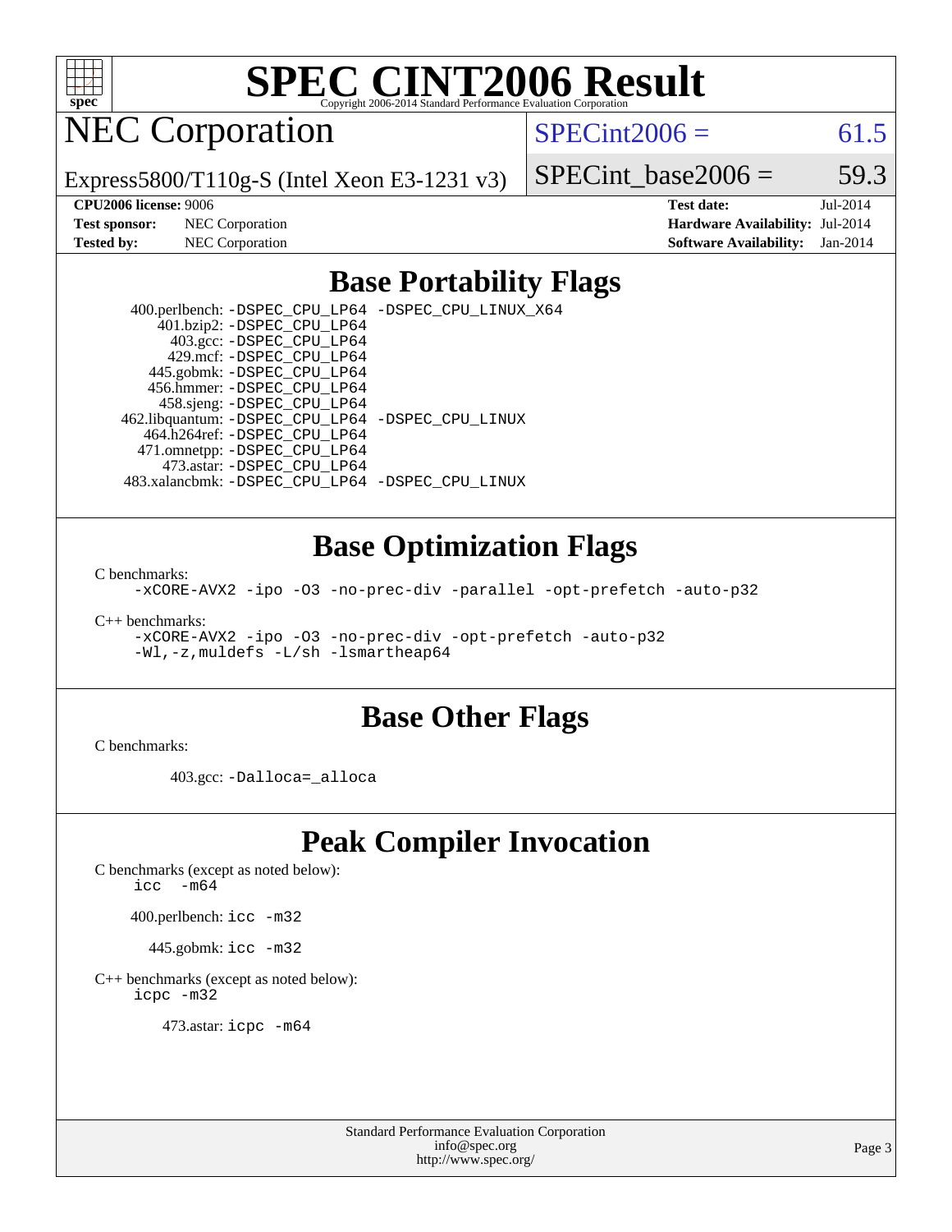# SPEC CINT2006 Result

Copyright 2006-2014 Standard Performance Evaluation Corporation

## NEC Corporation

Express5800/T110g-S (Intel Xeon E3-1231 v3)

SPECint2006 = 61.5

SPECint_base2006 = 59.3

**CPU2006 license:** 9006
**Test sponsor:** NEC Corporation
**Tested by:** NEC Corporation

**Test date:** Jul-2014
**Hardware Availability:** Jul-2014
**Software Availability:** Jan-2014

## Base Portability Flags

400.perlbench: -DSPEC_CPU_LP64 -DSPEC_CPU_LINUX_X64
401.bzip2: -DSPEC_CPU_LP64
403.gcc: -DSPEC_CPU_LP64
429.mcf: -DSPEC_CPU_LP64
445.gobmk: -DSPEC_CPU_LP64
456.hmmer: -DSPEC_CPU_LP64
458.sjeng: -DSPEC_CPU_LP64
462.libquantum: -DSPEC_CPU_LP64 -DSPEC_CPU_LINUX
464.h264ref: -DSPEC_CPU_LP64
471.omnetpp: -DSPEC_CPU_LP64
473.astar: -DSPEC_CPU_LP64
483.xalancbmk: -DSPEC_CPU_LP64 -DSPEC_CPU_LINUX

## Base Optimization Flags

C benchmarks:
-xCORE-AVX2 -ipo -O3 -no-prec-div -parallel -opt-prefetch -auto-p32

C++ benchmarks:
-xCORE-AVX2 -ipo -O3 -no-prec-div -opt-prefetch -auto-p32
-Wl,-z,muldefs -L/sh -lsmartheap64

## Base Other Flags

C benchmarks:

403.gcc: -Dalloca=_alloca

## Peak Compiler Invocation

C benchmarks (except as noted below):
icc -m64

400.perlbench: icc -m32

445.gobmk: icc -m32

C++ benchmarks (except as noted below):
icpc -m32

473.astar: icpc -m64

Standard Performance Evaluation Corporation
info@spec.org
http://www.spec.org/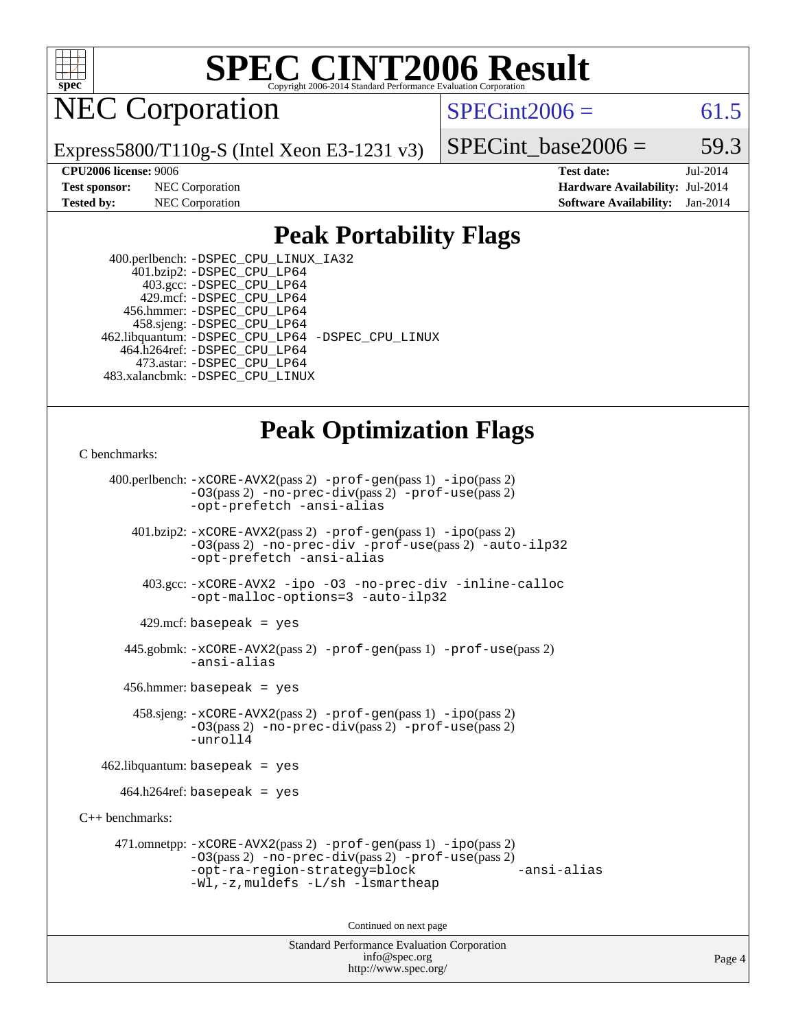# SPEC CINT2006 Result

## NEC Corporation

Express5800/T110g-S (Intel Xeon E3-1231 v3)

SPECint2006 = 61.5

SPECint_base2006 = 59.3

**CPU2006 license:** 9006
**Test sponsor:** NEC Corporation
**Tested by:** NEC Corporation

**Test date:** Jul-2014
**Hardware Availability:** Jul-2014
**Software Availability:** Jan-2014

## Peak Portability Flags

400.perlbench: -DSPEC_CPU_LINUX_IA32
401.bzip2: -DSPEC_CPU_LP64
403.gcc: -DSPEC_CPU_LP64
429.mcf: -DSPEC_CPU_LP64
456.hmmer: -DSPEC_CPU_LP64
458.sjeng: -DSPEC_CPU_LP64
462.libquantum: -DSPEC_CPU_LP64 -DSPEC_CPU_LINUX
464.h264ref: -DSPEC_CPU_LP64
473.astar: -DSPEC_CPU_LP64
483.xalancbmk: -DSPEC_CPU_LINUX

## Peak Optimization Flags

C benchmarks:

400.perlbench: -xCORE-AVX2(pass 2) -prof-gen(pass 1) -ipo(pass 2) -O3(pass 2) -no-prec-div(pass 2) -prof-use(pass 2) -opt-prefetch -ansi-alias

401.bzip2: -xCORE-AVX2(pass 2) -prof-gen(pass 1) -ipo(pass 2) -O3(pass 2) -no-prec-div -prof-use(pass 2) -auto-ilp32 -opt-prefetch -ansi-alias

403.gcc: -xCORE-AVX2 -ipo -O3 -no-prec-div -inline-calloc -opt-malloc-options=3 -auto-ilp32

429.mcf: basepeak = yes

445.gobmk: -xCORE-AVX2(pass 2) -prof-gen(pass 1) -prof-use(pass 2) -ansi-alias

456.hmmer: basepeak = yes

458.sjeng: -xCORE-AVX2(pass 2) -prof-gen(pass 1) -ipo(pass 2) -O3(pass 2) -no-prec-div(pass 2) -prof-use(pass 2) -unroll4

462.libquantum: basepeak = yes

464.h264ref: basepeak = yes

C++ benchmarks:

471.omnetpp: -xCORE-AVX2(pass 2) -prof-gen(pass 1) -ipo(pass 2) -O3(pass 2) -no-prec-div(pass 2) -prof-use(pass 2) -opt-ra-region-strategy=block -ansi-alias -Wl,-z,muldefs -L/sh -lsmartheap

Continued on next page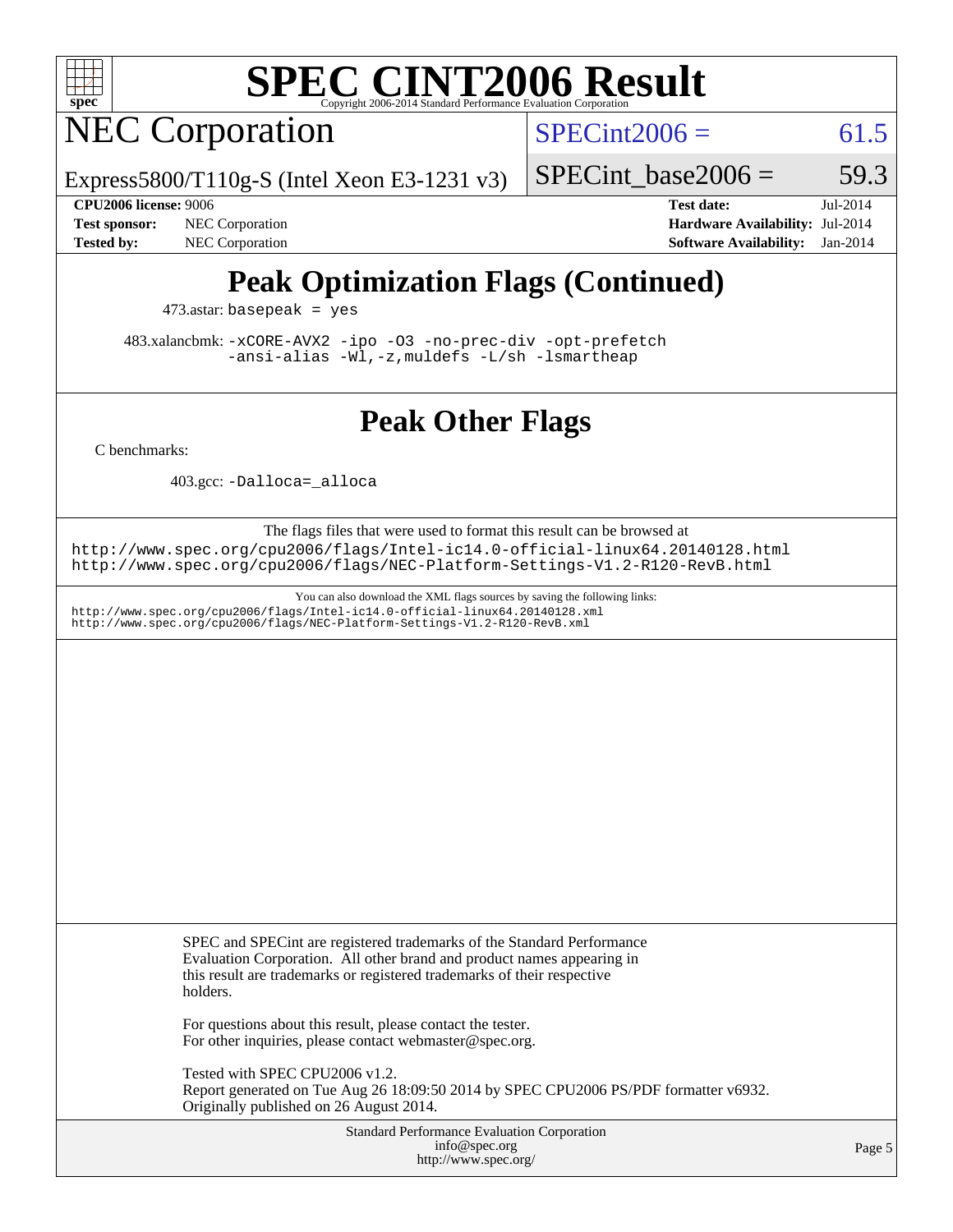# Peak Optimization Flags (Continued)

473.astar: `basepeak = yes`

483.xalancbmk: `-xCORE-AVX2 -ipo -O3 -no-prec-div -opt-prefetch -ansi-alias -Wl,-z,muldefs -L/sh -lsmartheap`

# Peak Other Flags

C benchmarks:

403.gcc: `-Dalloca=_alloca`

The flags files that were used to format this result can be browsed at
http://www.spec.org/cpu2006/flags/Intel-ic14.0-official-linux64.20140128.html
http://www.spec.org/cpu2006/flags/NEC-Platform-Settings-V1.2-R120-RevB.html

You can also download the XML flags sources by saving the following links:
http://www.spec.org/cpu2006/flags/Intel-ic14.0-official-linux64.20140128.xml
http://www.spec.org/cpu2006/flags/NEC-Platform-Settings-V1.2-R120-RevB.xml

SPEC and SPECint are registered trademarks of the Standard Performance Evaluation Corporation. All other brand and product names appearing in this result are trademarks or registered trademarks of their respective holders.

For questions about this result, please contact the tester.
For other inquiries, please contact webmaster@spec.org.

Tested with SPEC CPU2006 v1.2.
Report generated on Tue Aug 26 18:09:50 2014 by SPEC CPU2006 PS/PDF formatter v6932.
Originally published on 26 August 2014.